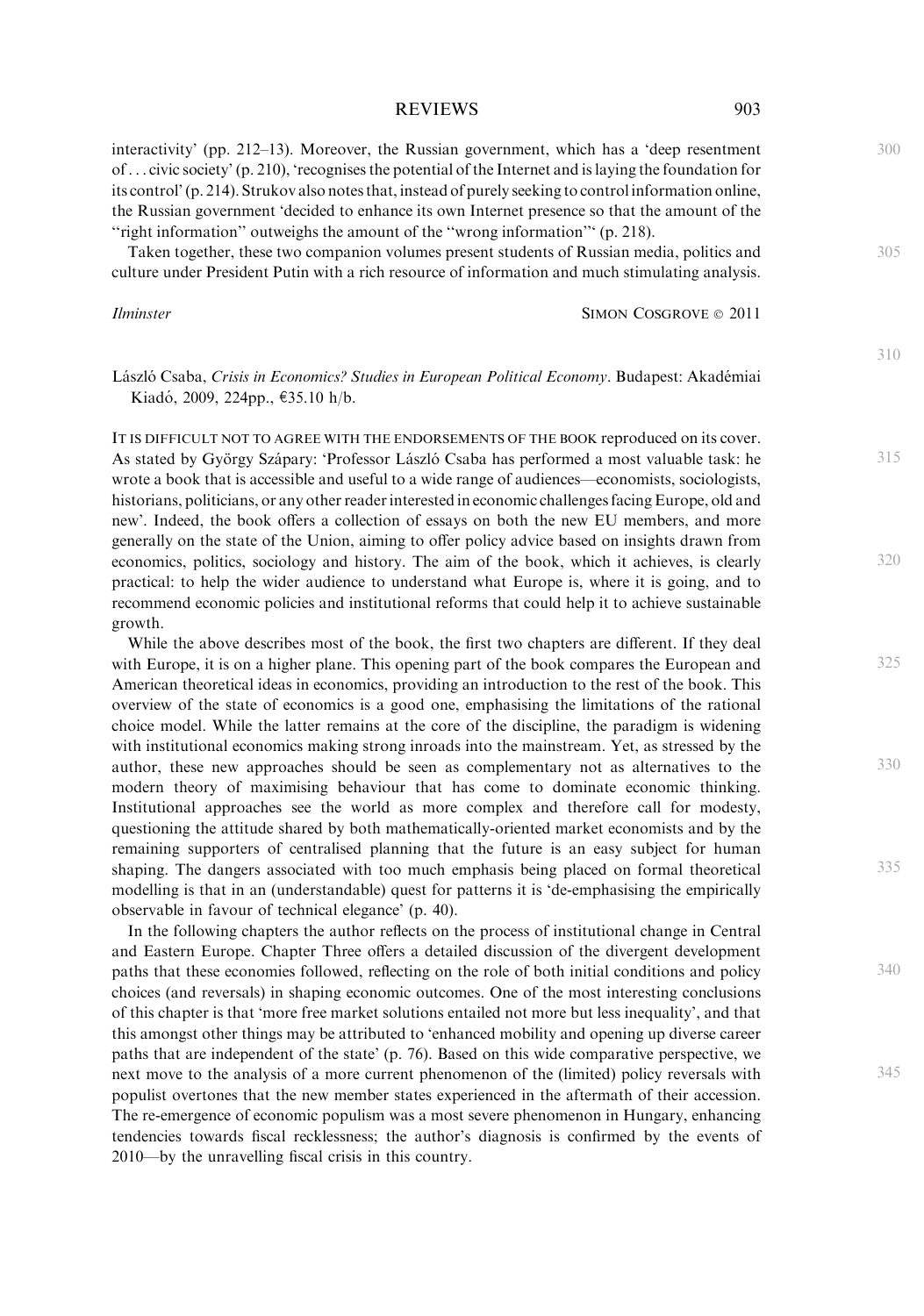interactivity' (pp. 212–13). Moreover, the Russian government, which has a 'deep resentment of . . . civic society' (p. 210), 'recognises the potential of the Internet and is laying the foundation for its control' (p. 214). Strukov also notes that, instead of purely seeking to control information online, the Russian government 'decided to enhance its own Internet presence so that the amount of the "right information" outweighs the amount of the "wrong information"' (p. 218).

Taken together, these two companion volumes present students of Russian media, politics and culture under President Putin with a rich resource of information and much stimulating analysis.

*Ilminster* SIMON COSGROVE © 2011

László Csaba, *Crisis in Economics? Studies in European Political Economy*. Budapest: Akadémiai Kiadó, 2009, 224pp., €35.10 h/b.

IT IS DIFFICULT NOT TO AGREE WITH THE ENDORSEMENTS OF THE BOOK reproduced on its cover. As stated by György Szápary: 'Professor László Csaba has performed a most valuable task: he wrote a book that is accessible and useful to a wide range of audiences—economists, sociologists, historians, politicians, or any other reader interested in economic challenges facing Europe, old and new'. Indeed, the book offers a collection of essays on both the new EU members, and more generally on the state of the Union, aiming to offer policy advice based on insights drawn from economics, politics, sociology and history. The aim of the book, which it achieves, is clearly practical: to help the wider audience to understand what Europe is, where it is going, and to recommend economic policies and institutional reforms that could help it to achieve sustainable growth.

While the above describes most of the book, the first two chapters are different. If they deal with Europe, it is on a higher plane. This opening part of the book compares the European and American theoretical ideas in economics, providing an introduction to the rest of the book. This overview of the state of economics is a good one, emphasising the limitations of the rational choice model. While the latter remains at the core of the discipline, the paradigm is widening with institutional economics making strong inroads into the mainstream. Yet, as stressed by the author, these new approaches should be seen as complementary not as alternatives to the modern theory of maximising behaviour that has come to dominate economic thinking. Institutional approaches see the world as more complex and therefore call for modesty, questioning the attitude shared by both mathematically-oriented market economists and by the remaining supporters of centralised planning that the future is an easy subject for human shaping. The dangers associated with too much emphasis being placed on formal theoretical modelling is that in an (understandable) quest for patterns it is 'de-emphasising the empirically observable in favour of technical elegance' (p. 40).

In the following chapters the author reflects on the process of institutional change in Central and Eastern Europe. Chapter Three offers a detailed discussion of the divergent development paths that these economies followed, reflecting on the role of both initial conditions and policy choices (and reversals) in shaping economic outcomes. One of the most interesting conclusions of this chapter is that 'more free market solutions entailed not more but less inequality', and that this amongst other things may be attributed to 'enhanced mobility and opening up diverse career paths that are independent of the state' (p. 76). Based on this wide comparative perspective, we next move to the analysis of a more current phenomenon of the (limited) policy reversals with populist overtones that the new member states experienced in the aftermath of their accession. The re-emergence of economic populism was a most severe phenomenon in Hungary, enhancing tendencies towards fiscal recklessness; the author's diagnosis is confirmed by the events of 2010—by the unravelling fiscal crisis in this country.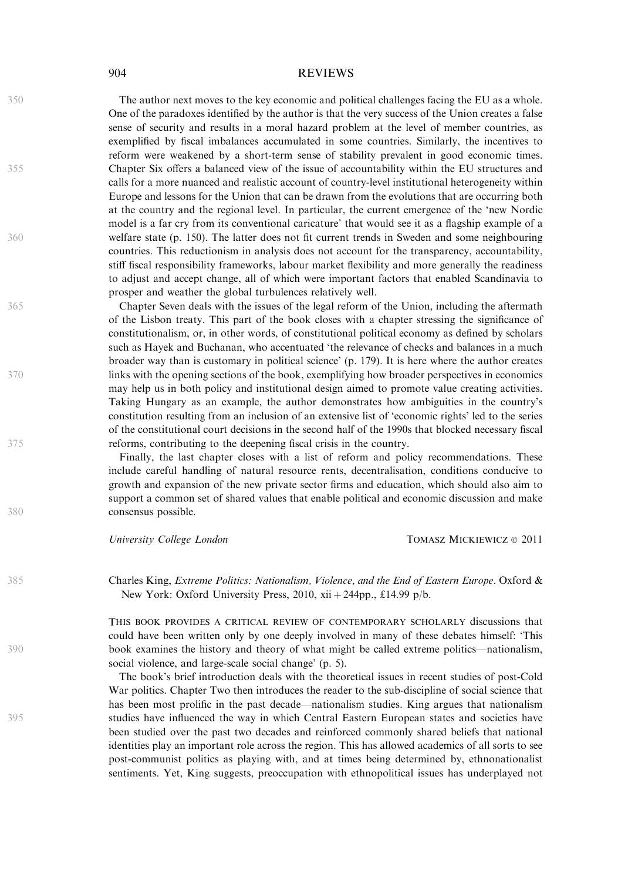The author next moves to the key economic and political challenges facing the EU as a whole. One of the paradoxes identified by the author is that the very success of the Union creates a false sense of security and results in a moral hazard problem at the level of member countries, as exemplified by fiscal imbalances accumulated in some countries. Similarly, the incentives to reform were weakened by a short-term sense of stability prevalent in good economic times. Chapter Six offers a balanced view of the issue of accountability within the EU structures and calls for a more nuanced and realistic account of country-level institutional heterogeneity within Europe and lessons for the Union that can be drawn from the evolutions that are occurring both at the country and the regional level. In particular, the current emergence of the 'new Nordic model is a far cry from its conventional caricature' that would see it as a flagship example of a welfare state (p. 150). The latter does not fit current trends in Sweden and some neighbouring countries. This reductionism in analysis does not account for the transparency, accountability, stiff fiscal responsibility frameworks, labour market flexibility and more generally the readiness to adjust and accept change, all of which were important factors that enabled Scandinavia to prosper and weather the global turbulences relatively well.

Chapter Seven deals with the issues of the legal reform of the Union, including the aftermath of the Lisbon treaty. This part of the book closes with a chapter stressing the significance of constitutionalism, or, in other words, of constitutional political economy as defined by scholars such as Hayek and Buchanan, who accentuated 'the relevance of checks and balances in a much broader way than is customary in political science' (p. 179). It is here where the author creates links with the opening sections of the book, exemplifying how broader perspectives in economics may help us in both policy and institutional design aimed to promote value creating activities. Taking Hungary as an example, the author demonstrates how ambiguities in the country's constitution resulting from an inclusion of an extensive list of 'economic rights' led to the series of the constitutional court decisions in the second half of the 1990s that blocked necessary fiscal reforms, contributing to the deepening fiscal crisis in the country.

Finally, the last chapter closes with a list of reform and policy recommendations. These include careful handling of natural resource rents, decentralisation, conditions conducive to growth and expansion of the new private sector firms and education, which should also aim to support a common set of shared values that enable political and economic discussion and make consensus possible.

*University College London* TOMASZ MICKIEWICZ © 2011

Charles King, *Extreme Politics: Nationalism, Violence, and the End of Eastern Europe*. Oxford & New York: Oxford University Press, 2010, xii + 244pp., £14.99 p/b.

THIS BOOK PROVIDES A CRITICAL REVIEW OF CONTEMPORARY SCHOLARLY discussions that could have been written only by one deeply involved in many of these debates himself: 'This book examines the history and theory of what might be called extreme politics—nationalism, social violence, and large-scale social change' (p. 5).

The book's brief introduction deals with the theoretical issues in recent studies of post-Cold War politics. Chapter Two then introduces the reader to the sub-discipline of social science that has been most prolific in the past decade—nationalism studies. King argues that nationalism studies have influenced the way in which Central Eastern European states and societies have been studied over the past two decades and reinforced commonly shared beliefs that national identities play an important role across the region. This has allowed academics of all sorts to see post-communist politics as playing with, and at times being determined by, ethnonationalist sentiments. Yet, King suggests, preoccupation with ethnopolitical issues has underplayed not